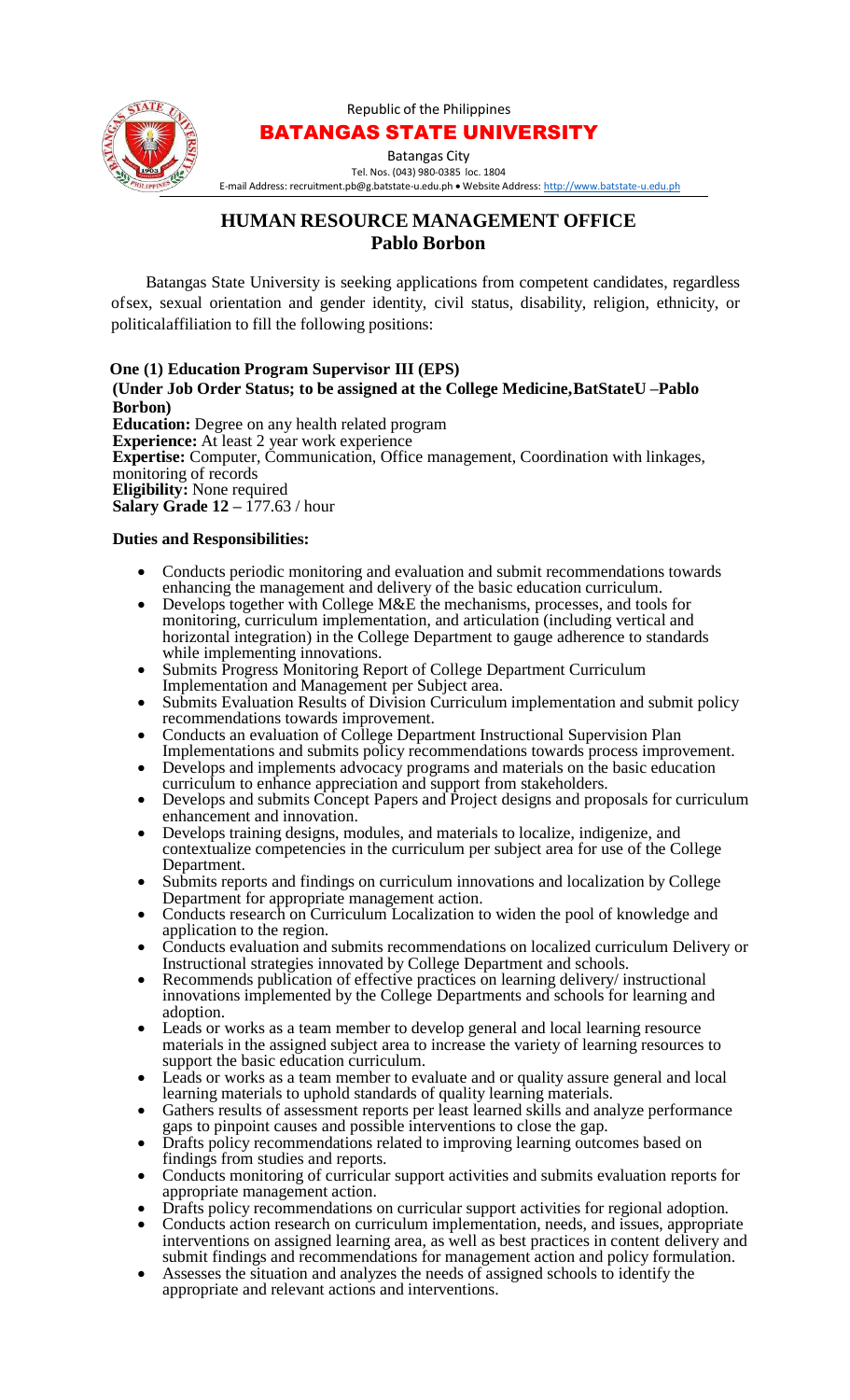Republic of the Philippines

**BATANGAS STATE UNIVERSITY**

Batangas City

Tel. Nos. (043) 980-0385 loc. 1804

E-mail Address: recruitment.pb@g.batstate-u.edu.ph • Website Address: http://www.batstate-u.edu.ph

# HUMAN RESOURCE MANAGEMENT OFFICE
## Pablo Borbon

Batangas State University is seeking applications from competent candidates, regardless ofsex, sexual orientation and gender identity, civil status, disability, religion, ethnicity, or politicalaffiliation to fill the following positions:

**One (1) Education Program Supervisor III (EPS)**
**(Under Job Order Status; to be assigned at the College Medicine,BatStateU –Pablo Borbon)**

**Education:** Degree on any health related program
**Experience:** At least 2 year work experience
**Expertise:** Computer, Communication, Office management, Coordination with linkages, monitoring of records
**Eligibility:** None required
**Salary Grade 12 –** 177.63 / hour

**Duties and Responsibilities:**

- Conducts periodic monitoring and evaluation and submit recommendations towards enhancing the management and delivery of the basic education curriculum.
- Develops together with College M&E the mechanisms, processes, and tools for monitoring, curriculum implementation, and articulation (including vertical and horizontal integration) in the College Department to gauge adherence to standards while implementing innovations.
- Submits Progress Monitoring Report of College Department Curriculum Implementation and Management per Subject area.
- Submits Evaluation Results of Division Curriculum implementation and submit policy recommendations towards improvement.
- Conducts an evaluation of College Department Instructional Supervision Plan Implementations and submits policy recommendations towards process improvement.
- Develops and implements advocacy programs and materials on the basic education curriculum to enhance appreciation and support from stakeholders.
- Develops and submits Concept Papers and Project designs and proposals for curriculum enhancement and innovation.
- Develops training designs, modules, and materials to localize, indigenize, and contextualize competencies in the curriculum per subject area for use of the College Department.
- Submits reports and findings on curriculum innovations and localization by College Department for appropriate management action.
- Conducts research on Curriculum Localization to widen the pool of knowledge and application to the region.
- Conducts evaluation and submits recommendations on localized curriculum Delivery or Instructional strategies innovated by College Department and schools.
- Recommends publication of effective practices on learning delivery/ instructional innovations implemented by the College Departments and schools for learning and adoption.
- Leads or works as a team member to develop general and local learning resource materials in the assigned subject area to increase the variety of learning resources to support the basic education curriculum.
- Leads or works as a team member to evaluate and or quality assure general and local learning materials to uphold standards of quality learning materials.
- Gathers results of assessment reports per least learned skills and analyze performance gaps to pinpoint causes and possible interventions to close the gap.
- Drafts policy recommendations related to improving learning outcomes based on findings from studies and reports.
- Conducts monitoring of curricular support activities and submits evaluation reports for appropriate management action.
- Drafts policy recommendations on curricular support activities for regional adoption.
- Conducts action research on curriculum implementation, needs, and issues, appropriate interventions on assigned learning area, as well as best practices in content delivery and submit findings and recommendations for management action and policy formulation.
- Assesses the situation and analyzes the needs of assigned schools to identify the appropriate and relevant actions and interventions.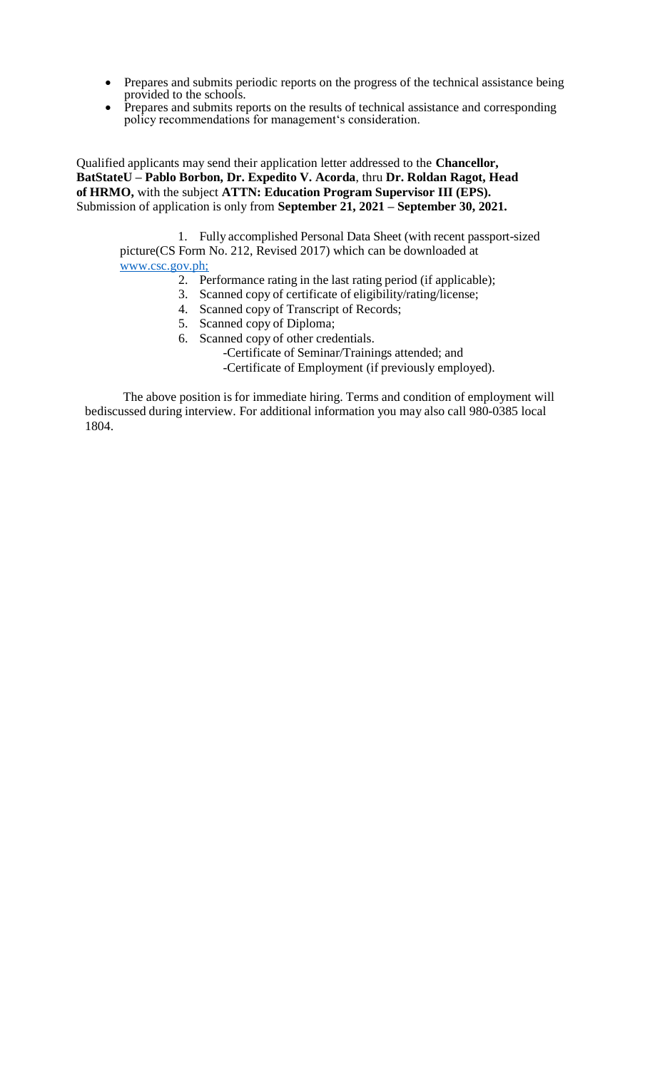- Prepares and submits periodic reports on the progress of the technical assistance being provided to the schools.
- Prepares and submits reports on the results of technical assistance and corresponding policy recommendations for management's consideration.

Qualified applicants may send their application letter addressed to the **Chancellor, BatStateU – Pablo Borbon, Dr. Expedito V. Acorda**, thru **Dr. Roldan Ragot, Head of HRMO,** with the subject **ATTN: Education Program Supervisor III (EPS).** Submission of application is only from **September 21, 2021 – September 30, 2021.**

1. Fully accomplished Personal Data Sheet (with recent passport-sized picture(CS Form No. 212, Revised 2017) which can be downloaded at www.csc.gov.ph;
2. Performance rating in the last rating period (if applicable);
3. Scanned copy of certificate of eligibility/rating/license;
4. Scanned copy of Transcript of Records;
5. Scanned copy of Diploma;
6. Scanned copy of other credentials.
   - -Certificate of Seminar/Trainings attended; and
   - -Certificate of Employment (if previously employed).

The above position is for immediate hiring. Terms and condition of employment will bediscussed during interview. For additional information you may also call 980-0385 local 1804.